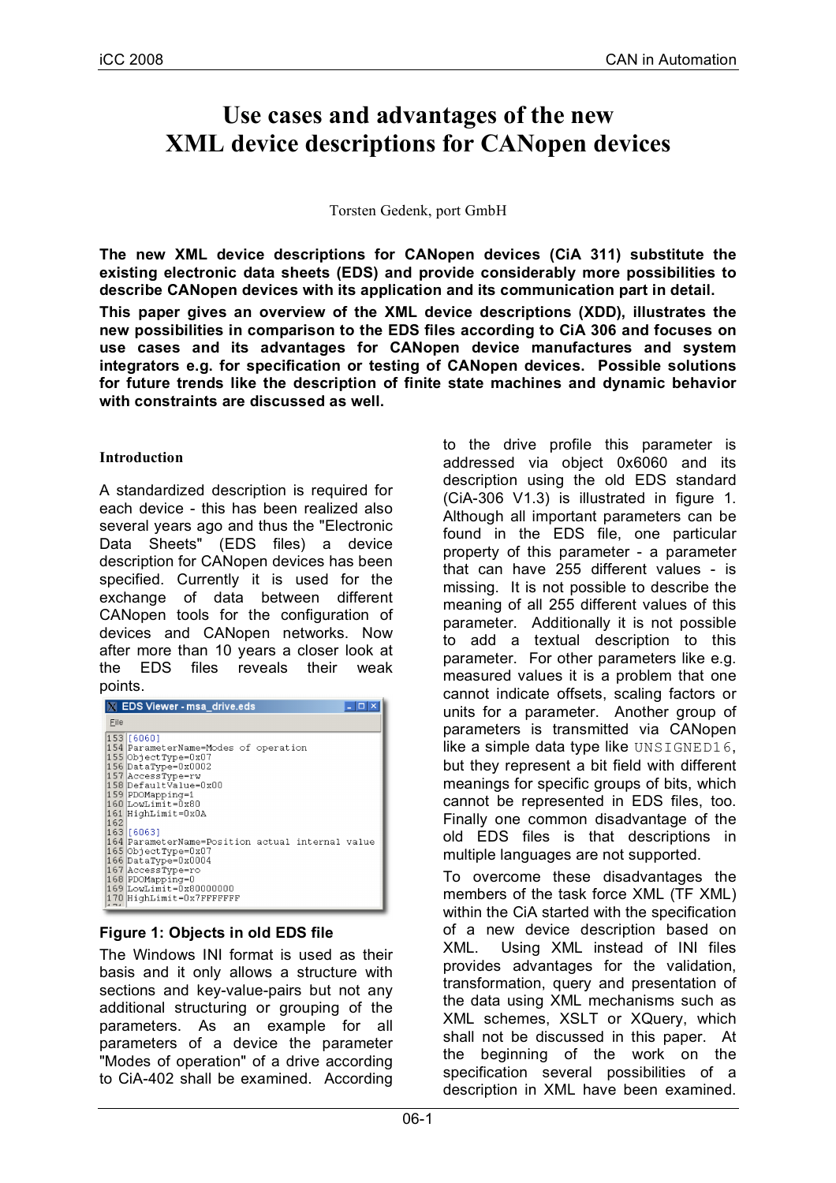# Use cases and advantages of the new XML device descriptions for CANopen devices

Torsten Gedenk, port GmbH

**The new XML device descriptions for CANopen devices (CiA 311) substitute the existing electronic data sheets (EDS) and provide considerably more possibilities to describe CANopen devices with its application and its communication part in detail.**

**This paper gives an overview of the XML device descriptions (XDD), illustrates the new possibilities in comparison to the EDS files according to CiA 306 and focuses on use cases and its advantages for CANopen device manufactures and system integrators e.g. for specification or testing of CANopen devices. Possible solutions for future trends like the description of finite state machines and dynamic behavior with constraints are discussed as well.**

## Introduction

A standardized description is required for each device - this has been realized also several years ago and thus the "Electronic Data Sheets" (EDS files) a device description for CANopen devices has been specified. Currently it is used for the exchange of data between different CANopen tools for the configuration of devices and CANopen networks. Now after more than 10 years a closer look at the EDS files reveals their weak points.

```
EDS Viewer - msa_drive.eds
File
153 [6060]
154 ParameterName=Modes of operation
155 ObjectType=0x07
156 DataType=0x0002
157 AccessType=rw
158 DefaultValue=0x00
159 PDOMapping=1
160 LowLimit=0x80
161 HighLimit=0x0A
162
163 [6063]
164 ParameterName=Position actual internal value
165 ObjectType=0x07
166 DataType=0x0004
167 AccessType=ro
168 PDOMapping=0
169 LowLimit=0x80000000
170 HighLimit=0x7FFFFFFF
```

**Figure 1: Objects in old EDS file**

The Windows INI format is used as their basis and it only allows a structure with sections and key-value-pairs but not any additional structuring or grouping of the parameters. As an example for all parameters of a device the parameter "Modes of operation" of a drive according to CiA-402 shall be examined. According to the drive profile this parameter is addressed via object 0x6060 and its description using the old EDS standard (CiA-306 V1.3) is illustrated in figure 1. Although all important parameters can be found in the EDS file, one particular property of this parameter - a parameter that can have 255 different values - is missing. It is not possible to describe the meaning of all 255 different values of this parameter. Additionally it is not possible to add a textual description to this parameter. For other parameters like e.g. measured values it is a problem that one cannot indicate offsets, scaling factors or units for a parameter. Another group of parameters is transmitted via CANopen like a simple data type like `UNSIGNED16`, but they represent a bit field with different meanings for specific groups of bits, which cannot be represented in EDS files, too. Finally one common disadvantage of the old EDS files is that descriptions in multiple languages are not supported.

To overcome these disadvantages the members of the task force XML (TF XML) within the CiA started with the specification of a new device description based on XML. Using XML instead of INI files provides advantages for the validation, transformation, query and presentation of the data using XML mechanisms such as XML schemes, XSLT or XQuery, which shall not be discussed in this paper. At the beginning of the work on the specification several possibilities of a description in XML have been examined.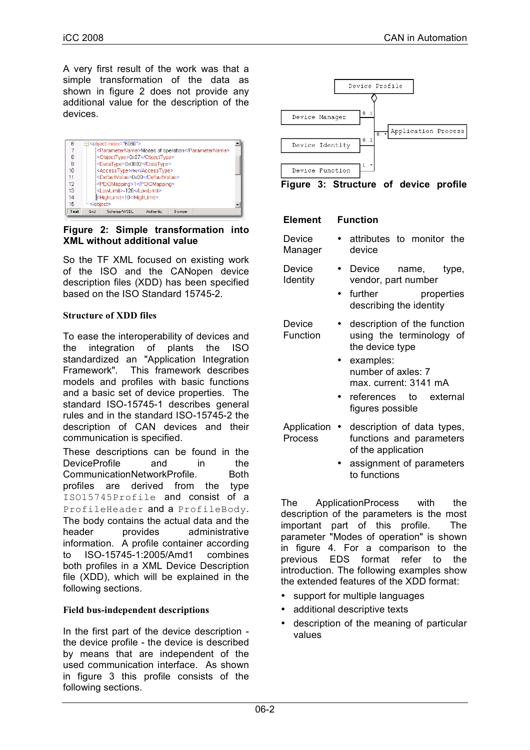A very first result of the work was that a simple transformation of the data as shown in figure 2 does not provide any additional value for the description of the devices.

**Figure 2: Simple transformation into XML without additional value**

So the TF XML focused on existing work of the ISO and the CANopen device description files (XDD) has been specified based on the ISO Standard 15745-2.

### Structure of XDD files

To ease the interoperability of devices and the integration of plants the ISO standardized an "Application Integration Framework". This framework describes models and profiles with basic functions and a basic set of device properties. The standard ISO-15745-1 describes general rules and in the standard ISO-15745-2 the description of CAN devices and their communication is specified.

These descriptions can be found in the DeviceProfile and in the CommunicationNetworkProfile. Both profiles are derived from the type `ISO15745Profile` and consist of a `ProfileHeader` and a `ProfileBody`. The body contains the actual data and the header provides administrative information. A profile container according to ISO-15745-1:2005/Amd1 combines both profiles in a XML Device Description file (XDD), which will be explained in the following sections.

### Field bus-independent descriptions

In the first part of the device description - the device profile - the device is described by means that are independent of the used communication interface. As shown in figure 3 this profile consists of the following sections.

**Figure 3: Structure of device profile**

| Element | Function |
|---|---|
| Device Manager | • attributes to monitor the device |
| Device Identity | • Device name, type, vendor, part number<br>• further properties describing the identity |
| Device Function | • description of the function using the terminology of the device type<br>• examples:<br>number of axles: 7<br>max. current: 3141 mA<br>• references to external figures possible |
| Application Process | • description of data types, functions and parameters of the application<br>• assignment of parameters to functions |

The ApplicationProcess with the description of the parameters is the most important part of this profile. The parameter "Modes of operation" is shown in figure 4. For a comparison to the previous EDS format refer to the introduction. The following examples show the extended features of the XDD format:

- support for multiple languages
- additional descriptive texts
- description of the meaning of particular values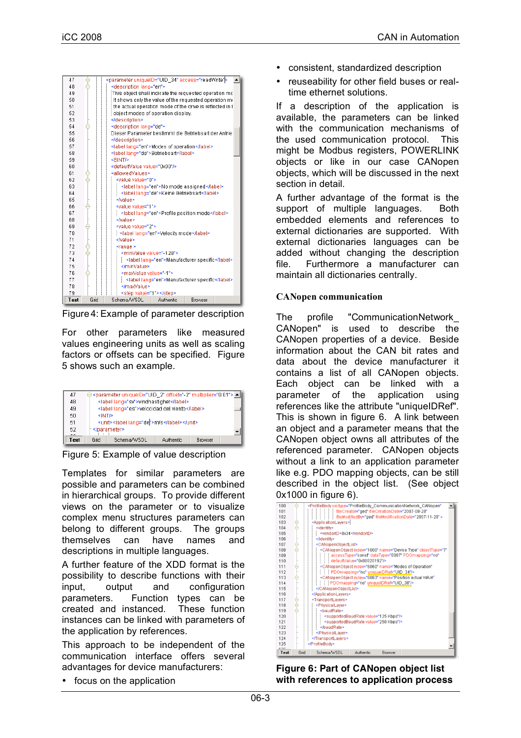```
47  <parameter uniqueID="UID_34" access="readWrite">
48    <description lang="en">
49    This object shall indicate the requested operation mo
50    It shows only the value of the requested operation m
51    the actual operation mode of the drive is reflected in t
52    object modes of operation display.
53    </description>
54    <description lang="de">
55    Dieser Parameter bestimmt die Betriebsart der Antrie
56    </description>
57    <label lang="en">Modes of operation</label>
58    <label lang="de">Betriebsart</label>
59    <SINT/>
60    <defaultValue value="0x00"/>
61    <allowedValues>
62      <value value="0">
63        <label lang="en">No mode assigned</label>
64        <label lang="de">Keine Betriebsart</label>
65      </value>
66      <value value="1">
67        <label lang="en">Profile position mode</label>
68      </value>
69      <value value="2">
70        <label lang="en">Velocity mode</label>
71      </value>
72      <range>
73        <minValue value="-128">
74          <label lang="en">Manufacturer specific</label>
75        </minValue>
76        <maxValue value="-1">
77          <label lang="en">Manufacturer specific</label>
78        </maxValue>
79        <step value="1"></step>
```

Figure 4: Example of parameter description

For other parameters like measured values engineering units as well as scaling factors or offsets can be specified. Figure 5 shows such an example.

```
47  <parameter uniqueID="UID_2" offset="-2" multiplier="0.01">
48    <label lang="sv">vindhastighet</label>
49    <label lang="es">velocidad del viento</label>
50    <INT/>
51    <unit><label lang="de">m/s</label></unit>
52  </parameter>
```

Figure 5: Example of value description

Templates for similar parameters are possible and parameters can be combined in hierarchical groups. To provide different views on the parameter or to visualize complex menu structures parameters can belong to different groups. The groups themselves can have names and descriptions in multiple languages.

A further feature of the XDD format is the possibility to describe functions with their input, output and configuration parameters. Function types can be created and instanced. These function instances can be linked with parameters of the application by references.

This approach to be independent of the communication interface offers several advantages for device manufacturers:

- focus on the application
- consistent, standardized description
- reuseability for other field buses or real-time ethernet solutions.

If a description of the application is available, the parameters can be linked with the communication mechanisms of the used communication protocol. This might be Modbus registers, POWERLINK objects or like in our case CANopen objects, which will be discussed in the next section in detail.

A further advantage of the format is the support of multiple languages. Both embedded elements and references to external dictionaries are supported. With external dictionaries languages can be added without changing the description file. Furthermore a manufacturer can maintain all dictionaries centrally.

## CANopen communication

The profile "CommunicationNetwork_CANopen" is used to describe the CANopen properties of a device. Beside information about the CAN bit rates and data about the device manufacturer it contains a list of all CANopen objects. Each object can be linked with a parameter of the application using references like the attribute "uniqueIDRef". This is shown in figure 6. A link between an object and a parameter means that the CANopen object owns all attributes of the referenced parameter. CANopen objects without a link to an application parameter like e.g. PDO mapping objects, can be still described in the object list. (See object 0x1000 in figure 6).

```
100 <ProfileBody xsi:type="ProfileBody_CommunicationNetwork_CANopen"
101   fileCreator="ged" fileCreationDate="2007-08-28"
102   fileModifiedBy="ged" fileModificationDate="2007-11-28" >
103   <ApplicationLayers>
104     <identity>
105       <vendorID>0x34</vendorID>
106     </identity>
107     <CANopenObjectList>
108       <CANopenObject index="1000" name="Device Type" objectType="7"
109         accessType="const" dataType="0007" PDOmapping="no"
110         defaultValue="0x00020192"/>
111       <CANopenObject index="6060" name="Modes of Operation"
112         PDOmapping="no" uniqueIDRef="UID_34"/>
113       <CANopenObject index="6063" name="Position actual value"
114         PDOmapping="no" uniqueIDRef="UID_38"/>
115     </CANopenObjectList>
116   </ApplicationLayers>
117   <TransportLayers>
118     <PhysicalLayer>
119       <baudRate>
120         <supportedBaudRate value="125 Kbps"/>
121         <supportedBaudRate value="250 Kbps"/>
122       </baudRate>
123     </PhysicalLayer>
124   </TransportLayers>
125 </ProfileBody>
```

**Figure 6: Part of CANopen object list with references to application process**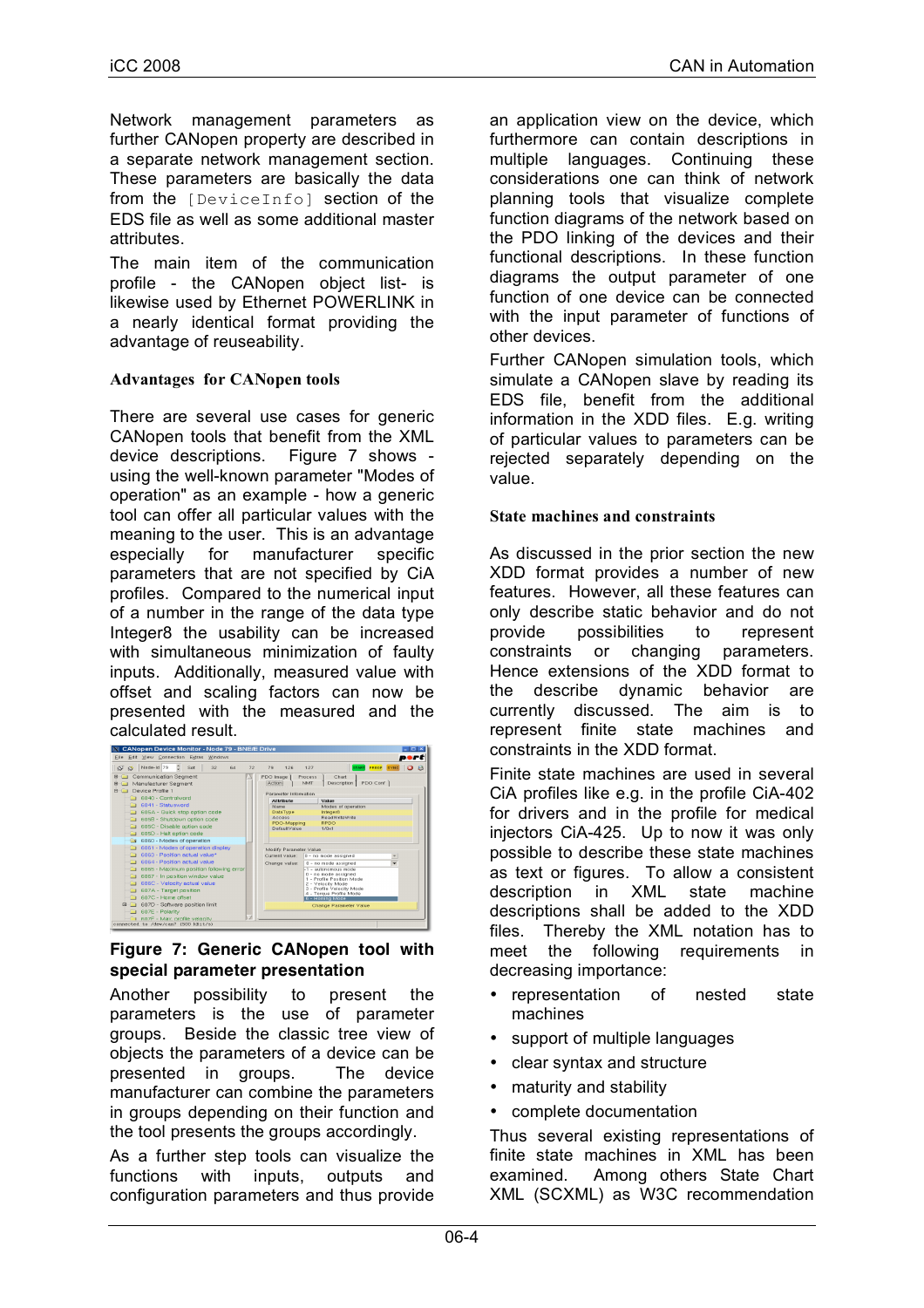Network management parameters as further CANopen property are described in a separate network management section. These parameters are basically the data from the `[DeviceInfo]` section of the EDS file as well as some additional master attributes.

The main item of the communication profile - the CANopen object list- is likewise used by Ethernet POWERLINK in a nearly identical format providing the advantage of reuseability.

### Advantages for CANopen tools

There are several use cases for generic CANopen tools that benefit from the XML device descriptions. Figure 7 shows - using the well-known parameter "Modes of operation" as an example - how a generic tool can offer all particular values with the meaning to the user. This is an advantage especially for manufacturer specific parameters that are not specified by CiA profiles. Compared to the numerical input of a number in the range of the data type Integer8 the usability can be increased with simultaneous minimization of faulty inputs. Additionally, measured value with offset and scaling factors can now be presented with the measured and the calculated result.

**Figure 7: Generic CANopen tool with special parameter presentation**

Another possibility to present the parameters is the use of parameter groups. Beside the classic tree view of objects the parameters of a device can be presented in groups. The device manufacturer can combine the parameters in groups depending on their function and the tool presents the groups accordingly.

As a further step tools can visualize the functions with inputs, outputs and configuration parameters and thus provide an application view on the device, which furthermore can contain descriptions in multiple languages. Continuing these considerations one can think of network planning tools that visualize complete function diagrams of the network based on the PDO linking of the devices and their functional descriptions. In these function diagrams the output parameter of one function of one device can be connected with the input parameter of functions of other devices.

Further CANopen simulation tools, which simulate a CANopen slave by reading its EDS file, benefit from the additional information in the XDD files. E.g. writing of particular values to parameters can be rejected separately depending on the value.

### State machines and constraints

As discussed in the prior section the new XDD format provides a number of new features. However, all these features can only describe static behavior and do not provide possibilities to represent constraints or changing parameters. Hence extensions of the XDD format to the describe dynamic behavior are currently discussed. The aim is to represent finite state machines and constraints in the XDD format.

Finite state machines are used in several CiA profiles like e.g. in the profile CiA-402 for drivers and in the profile for medical injectors CiA-425. Up to now it was only possible to describe these state machines as text or figures. To allow a consistent description in XML state machine descriptions shall be added to the XDD files. Thereby the XML notation has to meet the following requirements in decreasing importance:

- representation of nested state machines
- support of multiple languages
- clear syntax and structure
- maturity and stability
- complete documentation

Thus several existing representations of finite state machines in XML has been examined. Among others State Chart XML (SCXML) as W3C recommendation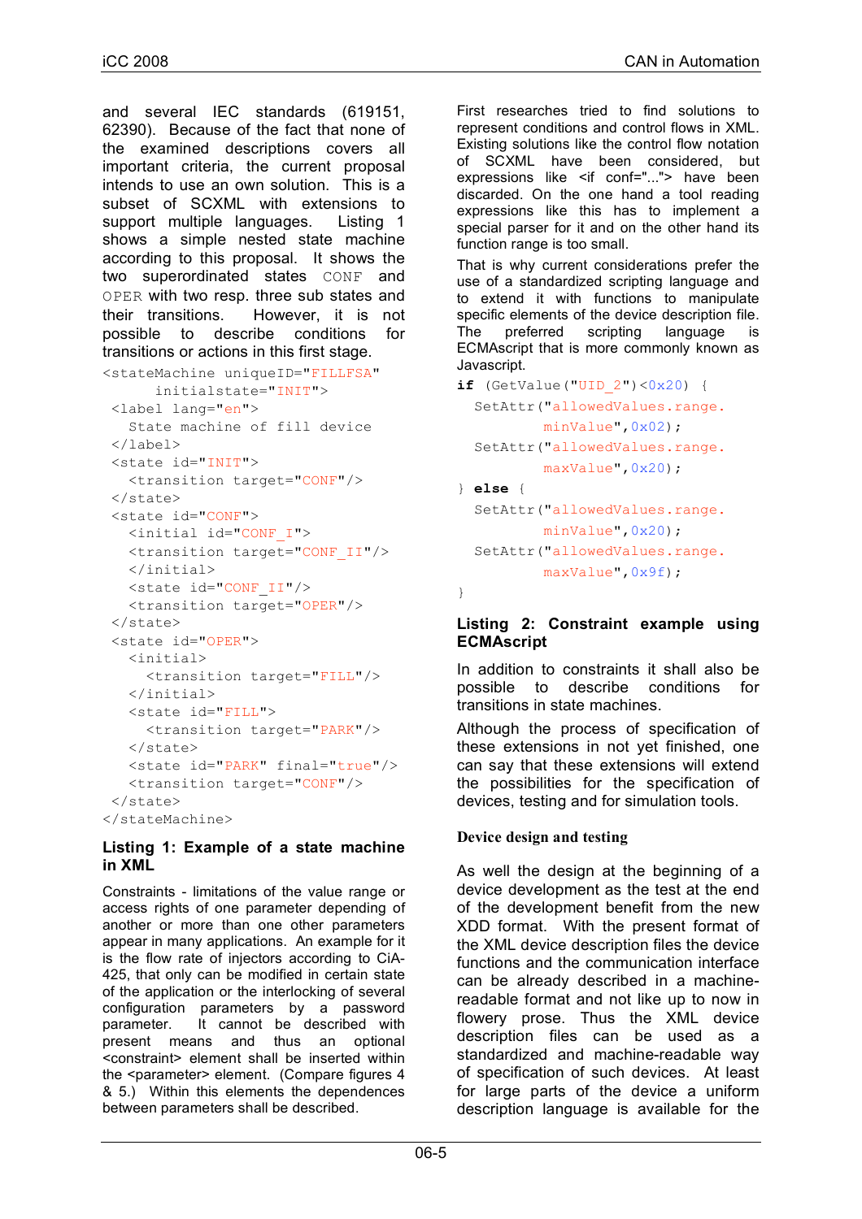and several IEC standards (619151, 62390). Because of the fact that none of the examined descriptions covers all important criteria, the current proposal intends to use an own solution. This is a subset of SCXML with extensions to support multiple languages. Listing 1 shows a simple nested state machine according to this proposal. It shows the two superordinated states `CONF` and `OPER` with two resp. three sub states and their transitions. However, it is not possible to describe conditions for transitions or actions in this first stage.

```
<stateMachine uniqueID="FILLFSA"
      initialstate="INIT">
 <label lang="en">
   State machine of fill device
 </label>
 <state id="INIT">
   <transition target="CONF"/>
 </state>
 <state id="CONF">
   <initial id="CONF_I">
   <transition target="CONF_II"/>
   </initial>
   <state id="CONF_II"/>
   <transition target="OPER"/>
 </state>
 <state id="OPER">
   <initial>
     <transition target="FILL"/>
   </initial>
   <state id="FILL">
     <transition target="PARK"/>
   </state>
   <state id="PARK" final="true"/>
   <transition target="CONF"/>
 </state>
</stateMachine>
```

**Listing 1: Example of a state machine in XML**

Constraints - limitations of the value range or access rights of one parameter depending of another or more than one other parameters appear in many applications. An example for it is the flow rate of injectors according to CiA-425, that only can be modified in certain state of the application or the interlocking of several configuration parameters by a password parameter. It cannot be described with present means and thus an optional <constraint> element shall be inserted within the <parameter> element. (Compare figures 4 & 5.) Within this elements the dependences between parameters shall be described.

First researches tried to find solutions to represent conditions and control flows in XML. Existing solutions like the control flow notation of SCXML have been considered, but expressions like <if conf="..."> have been discarded. On the one hand a tool reading expressions like this has to implement a special parser for it and on the other hand its function range is too small.

That is why current considerations prefer the use of a standardized scripting language and to extend it with functions to manipulate specific elements of the device description file. The preferred scripting language is ECMAscript that is more commonly known as Javascript.

```
if (GetValue("UID_2")<0x20) {
  SetAttr("allowedValues.range.
          minValue",0x02);
  SetAttr("allowedValues.range.
          maxValue",0x20);
} else {
  SetAttr("allowedValues.range.
          minValue",0x20);
  SetAttr("allowedValues.range.
          maxValue",0x9f);
}
```

**Listing 2: Constraint example using ECMAscript**

In addition to constraints it shall also be possible to describe conditions for transitions in state machines.

Although the process of specification of these extensions in not yet finished, one can say that these extensions will extend the possibilities for the specification of devices, testing and for simulation tools.

## Device design and testing

As well the design at the beginning of a device development as the test at the end of the development benefit from the new XDD format. With the present format of the XML device description files the device functions and the communication interface can be already described in a machine-readable format and not like up to now in flowery prose. Thus the XML device description files can be used as a standardized and machine-readable way of specification of such devices. At least for large parts of the device a uniform description language is available for the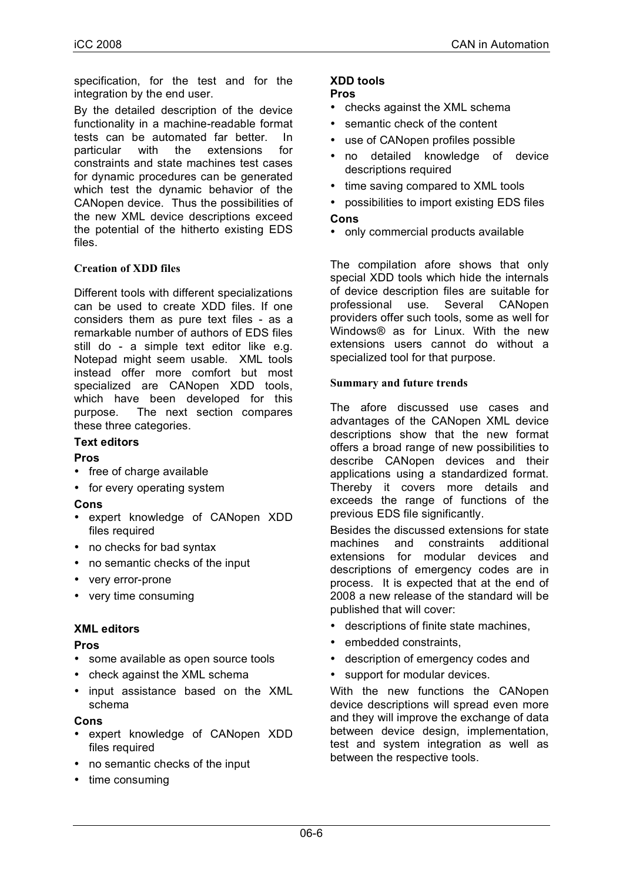specification, for the test and for the integration by the end user.

By the detailed description of the device functionality in a machine-readable format tests can be automated far better. In particular with the extensions for constraints and state machines test cases for dynamic procedures can be generated which test the dynamic behavior of the CANopen device. Thus the possibilities of the new XML device descriptions exceed the potential of the hitherto existing EDS files.

### Creation of XDD files

Different tools with different specializations can be used to create XDD files. If one considers them as pure text files - as a remarkable number of authors of EDS files still do - a simple text editor like e.g. Notepad might seem usable. XML tools instead offer more comfort but most specialized are CANopen XDD tools, which have been developed for this purpose. The next section compares these three categories.

**Text editors**

**Pros**

- free of charge available
- for every operating system

**Cons**

- expert knowledge of CANopen XDD files required
- no checks for bad syntax
- no semantic checks of the input
- very error-prone
- very time consuming

**XML editors**

**Pros**

- some available as open source tools
- check against the XML schema
- input assistance based on the XML schema

**Cons**

- expert knowledge of CANopen XDD files required
- no semantic checks of the input
- time consuming

**XDD tools**

**Pros**

- checks against the XML schema
- semantic check of the content
- use of CANopen profiles possible
- no detailed knowledge of device descriptions required
- time saving compared to XML tools
- possibilities to import existing EDS files

**Cons**

- only commercial products available

The compilation afore shows that only special XDD tools which hide the internals of device description files are suitable for professional use. Several CANopen providers offer such tools, some as well for Windows® as for Linux. With the new extensions users cannot do without a specialized tool for that purpose.

### Summary and future trends

The afore discussed use cases and advantages of the CANopen XML device descriptions show that the new format offers a broad range of new possibilities to describe CANopen devices and their applications using a standardized format. Thereby it covers more details and exceeds the range of functions of the previous EDS file significantly.

Besides the discussed extensions for state machines and constraints additional extensions for modular devices and descriptions of emergency codes are in process. It is expected that at the end of 2008 a new release of the standard will be published that will cover:

- descriptions of finite state machines,
- embedded constraints,
- description of emergency codes and
- support for modular devices.

With the new functions the CANopen device descriptions will spread even more and they will improve the exchange of data between device design, implementation, test and system integration as well as between the respective tools.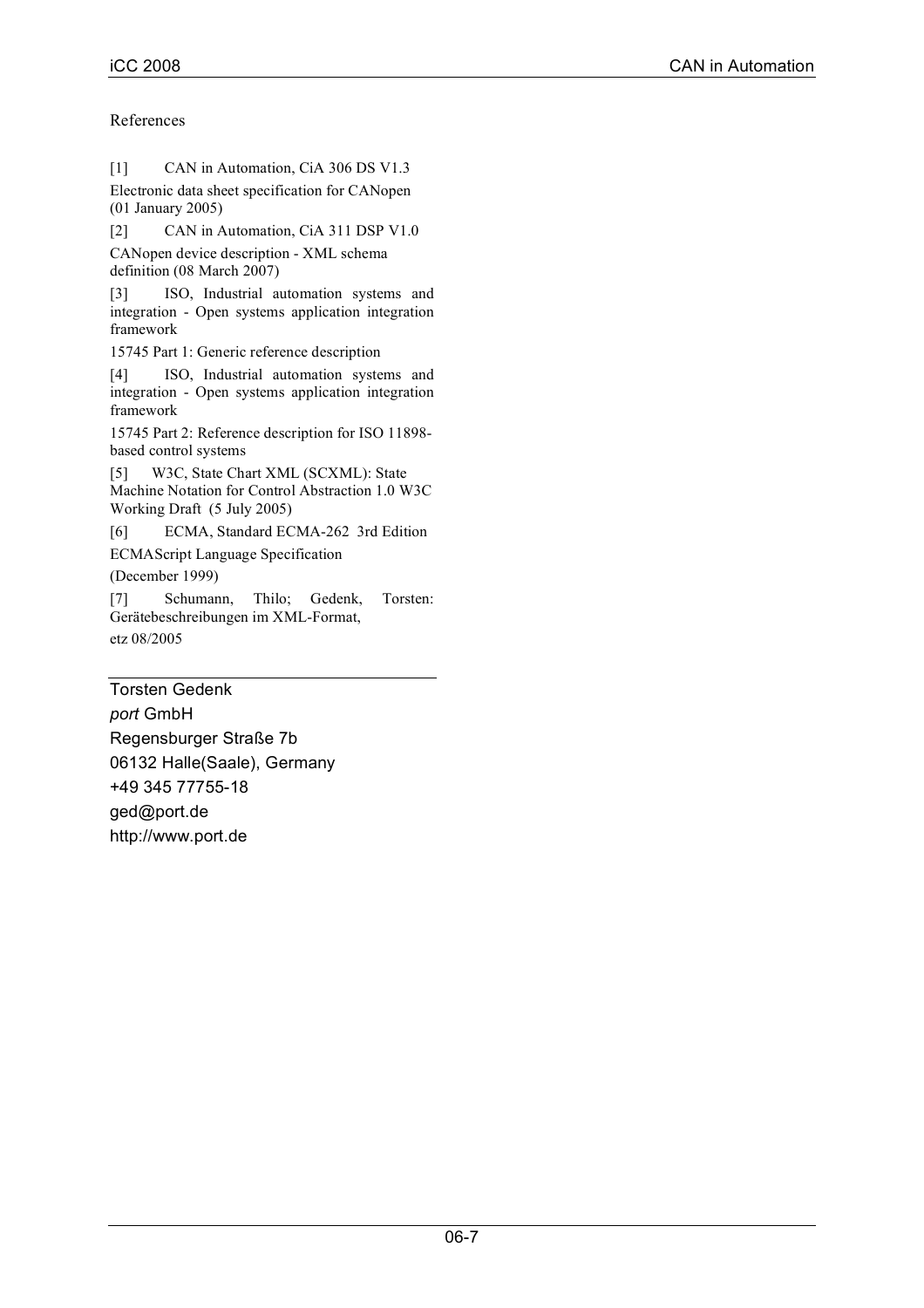References

[1] CAN in Automation, CiA 306 DS V1.3

Electronic data sheet specification for CANopen (01 January 2005)

[2] CAN in Automation, CiA 311 DSP V1.0

CANopen device description - XML schema definition (08 March 2007)

[3] ISO, Industrial automation systems and integration - Open systems application integration framework

15745 Part 1: Generic reference description

[4] ISO, Industrial automation systems and integration - Open systems application integration framework

15745 Part 2: Reference description for ISO 11898-based control systems

[5] W3C, State Chart XML (SCXML): State Machine Notation for Control Abstraction 1.0 W3C Working Draft (5 July 2005)

[6] ECMA, Standard ECMA-262 3rd Edition

ECMAScript Language Specification

(December 1999)

[7] Schumann, Thilo; Gedenk, Torsten: Gerätebeschreibungen im XML-Format,

etz 08/2005

---

Torsten Gedenk

*port* GmbH

Regensburger Straße 7b

06132 Halle(Saale), Germany

+49 345 77755-18

ged@port.de

http://www.port.de